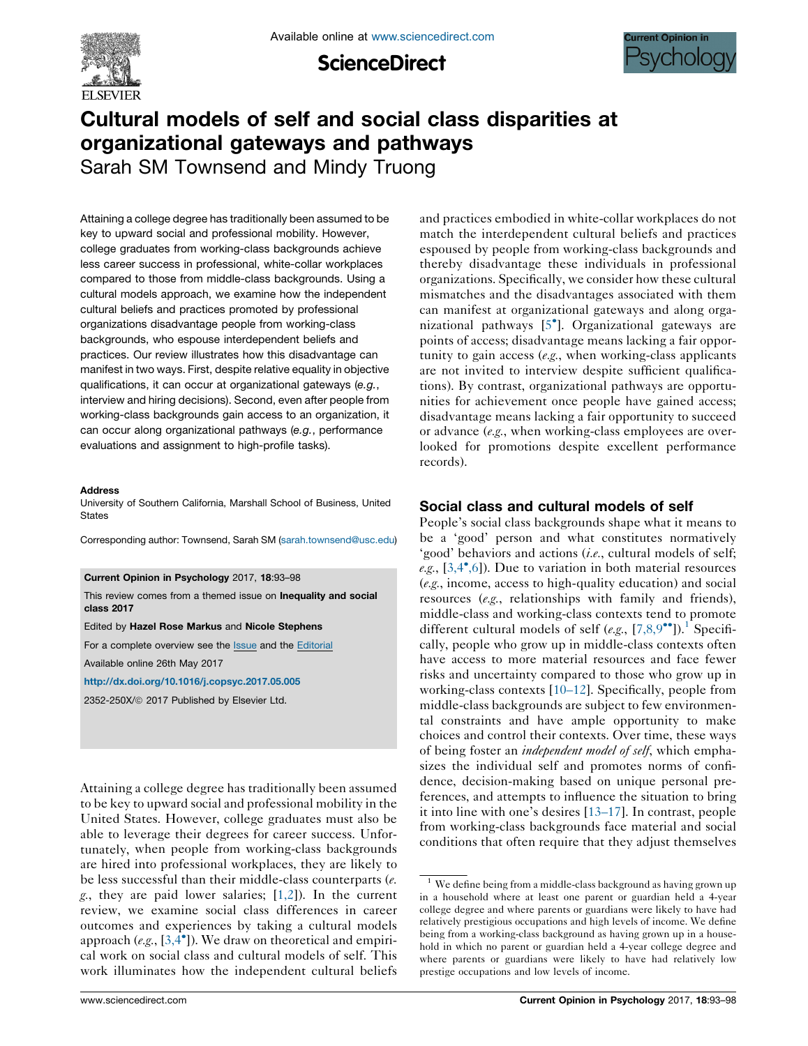# Cultural models of self and social class disparities at organizational gateways and pathways

Sarah SM Townsend and Mindy Truong

Attaining a college degree has traditionally been assumed to be key to upward social and professional mobility. However, college graduates from working-class backgrounds achieve less career success in professional, white-collar workplaces compared to those from middle-class backgrounds. Using a cultural models approach, we examine how the independent cultural beliefs and practices promoted by professional organizations disadvantage people from working-class backgrounds, who espouse interdependent beliefs and practices. Our review illustrates how this disadvantage can manifest in two ways. First, despite relative equality in objective qualifications, it can occur at organizational gateways (*e.g.*, interview and hiring decisions). Second, even after people from working-class backgrounds gain access to an organization, it can occur along organizational pathways (*e.g.*, performance evaluations and assignment to high-profile tasks).

**Address**

University of Southern California, Marshall School of Business, United States

Corresponding author: Townsend, Sarah SM (sarah.townsend@usc.edu)

**Current Opinion in Psychology** 2017, **18**:93–98

This review comes from a themed issue on **Inequality and social class 2017**

Edited by **Hazel Rose Markus** and **Nicole Stephens**

For a complete overview see the Issue and the Editorial

Available online 26th May 2017

**http://dx.doi.org/10.1016/j.copsyc.2017.05.005**

2352-250X/© 2017 Published by Elsevier Ltd.

Attaining a college degree has traditionally been assumed to be key to upward social and professional mobility in the United States. However, college graduates must also be able to leverage their degrees for career success. Unfortunately, when people from working-class backgrounds are hired into professional workplaces, they are likely to be less successful than their middle-class counterparts (*e.g.*, they are paid lower salaries; [1,2]). In the current review, we examine social class differences in career outcomes and experiences by taking a cultural models approach (*e.g.*, [3,4•]). We draw on theoretical and empirical work on social class and cultural models of self. This work illuminates how the independent cultural beliefs and practices embodied in white-collar workplaces do not match the interdependent cultural beliefs and practices espoused by people from working-class backgrounds and thereby disadvantage these individuals in professional organizations. Specifically, we consider how these cultural mismatches and the disadvantages associated with them can manifest at organizational gateways and along organizational pathways [5•]. Organizational gateways are points of access; disadvantage means lacking a fair opportunity to gain access (*e.g.*, when working-class applicants are not invited to interview despite sufficient qualifications). By contrast, organizational pathways are opportunities for achievement once people have gained access; disadvantage means lacking a fair opportunity to succeed or advance (*e.g.*, when working-class employees are overlooked for promotions despite excellent performance records).

## Social class and cultural models of self

People's social class backgrounds shape what it means to be a 'good' person and what constitutes normatively 'good' behaviors and actions (*i.e.*, cultural models of self; *e.g.*, [3,4•,6]). Due to variation in both material resources (*e.g.*, income, access to high-quality education) and social resources (*e.g.*, relationships with family and friends), middle-class and working-class contexts tend to promote different cultural models of self (*e.g.*, [7,8,9••]).[1] Specifically, people who grow up in middle-class contexts often have access to more material resources and face fewer risks and uncertainty compared to those who grow up in working-class contexts [10–12]. Specifically, people from middle-class backgrounds are subject to few environmental constraints and have ample opportunity to make choices and control their contexts. Over time, these ways of being foster an *independent model of self*, which emphasizes the individual self and promotes norms of confidence, decision-making based on unique personal preferences, and attempts to influence the situation to bring it into line with one's desires [13–17]. In contrast, people from working-class backgrounds face material and social conditions that often require that they adjust themselves

[1] We define being from a middle-class background as having grown up in a household where at least one parent or guardian held a 4-year college degree and where parents or guardians were likely to have had relatively prestigious occupations and high levels of income. We define being from a working-class background as having grown up in a household in which no parent or guardian held a 4-year college degree and where parents or guardians were likely to have had relatively low prestige occupations and low levels of income.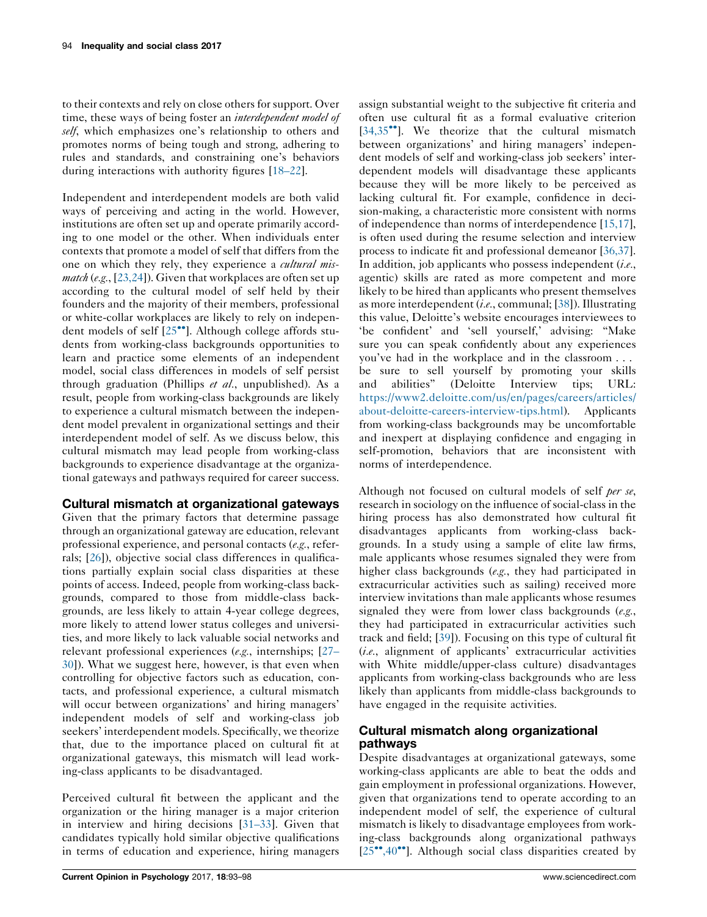to their contexts and rely on close others for support. Over time, these ways of being foster an *interdependent model of self*, which emphasizes one's relationship to others and promotes norms of being tough and strong, adhering to rules and standards, and constraining one's behaviors during interactions with authority figures [18–22].

Independent and interdependent models are both valid ways of perceiving and acting in the world. However, institutions are often set up and operate primarily according to one model or the other. When individuals enter contexts that promote a model of self that differs from the one on which they rely, they experience a *cultural mismatch* (*e.g.*, [23,24]). Given that workplaces are often set up according to the cultural model of self held by their founders and the majority of their members, professional or white-collar workplaces are likely to rely on independent models of self [25••]. Although college affords students from working-class backgrounds opportunities to learn and practice some elements of an independent model, social class differences in models of self persist through graduation (Phillips *et al.*, unpublished). As a result, people from working-class backgrounds are likely to experience a cultural mismatch between the independent model prevalent in organizational settings and their interdependent model of self. As we discuss below, this cultural mismatch may lead people from working-class backgrounds to experience disadvantage at the organizational gateways and pathways required for career success.

## Cultural mismatch at organizational gateways

Given that the primary factors that determine passage through an organizational gateway are education, relevant professional experience, and personal contacts (*e.g.*, referrals; [26]), objective social class differences in qualifications partially explain social class disparities at these points of access. Indeed, people from working-class backgrounds, compared to those from middle-class backgrounds, are less likely to attain 4-year college degrees, more likely to attend lower status colleges and universities, and more likely to lack valuable social networks and relevant professional experiences (*e.g.*, internships; [27–30]). What we suggest here, however, is that even when controlling for objective factors such as education, contacts, and professional experience, a cultural mismatch will occur between organizations' and hiring managers' independent models of self and working-class job seekers' interdependent models. Specifically, we theorize that, due to the importance placed on cultural fit at organizational gateways, this mismatch will lead working-class applicants to be disadvantaged.

Perceived cultural fit between the applicant and the organization or the hiring manager is a major criterion in interview and hiring decisions [31–33]. Given that candidates typically hold similar objective qualifications in terms of education and experience, hiring managers assign substantial weight to the subjective fit criteria and often use cultural fit as a formal evaluative criterion [34,35••]. We theorize that the cultural mismatch between organizations' and hiring managers' independent models of self and working-class job seekers' interdependent models will disadvantage these applicants because they will be more likely to be perceived as lacking cultural fit. For example, confidence in decision-making, a characteristic more consistent with norms of independence than norms of interdependence [15,17], is often used during the resume selection and interview process to indicate fit and professional demeanor [36,37]. In addition, job applicants who possess independent (*i.e.*, agentic) skills are rated as more competent and more likely to be hired than applicants who present themselves as more interdependent (*i.e.*, communal; [38]). Illustrating this value, Deloitte's website encourages interviewees to 'be confident' and 'sell yourself,' advising: "Make sure you can speak confidently about any experiences you've had in the workplace and in the classroom . . . be sure to sell yourself by promoting your skills and abilities" (Deloitte Interview tips; URL: https://www2.deloitte.com/us/en/pages/careers/articles/about-deloitte-careers-interview-tips.html). Applicants from working-class backgrounds may be uncomfortable and inexpert at displaying confidence and engaging in self-promotion, behaviors that are inconsistent with norms of interdependence.

Although not focused on cultural models of self *per se*, research in sociology on the influence of social-class in the hiring process has also demonstrated how cultural fit disadvantages applicants from working-class backgrounds. In a study using a sample of elite law firms, male applicants whose resumes signaled they were from higher class backgrounds (*e.g.*, they had participated in extracurricular activities such as sailing) received more interview invitations than male applicants whose resumes signaled they were from lower class backgrounds (*e.g.*, they had participated in extracurricular activities such track and field; [39]). Focusing on this type of cultural fit (*i.e.*, alignment of applicants' extracurricular activities with White middle/upper-class culture) disadvantages applicants from working-class backgrounds who are less likely than applicants from middle-class backgrounds to have engaged in the requisite activities.

## Cultural mismatch along organizational pathways

Despite disadvantages at organizational gateways, some working-class applicants are able to beat the odds and gain employment in professional organizations. However, given that organizations tend to operate according to an independent model of self, the experience of cultural mismatch is likely to disadvantage employees from working-class backgrounds along organizational pathways [25••,40••]. Although social class disparities created by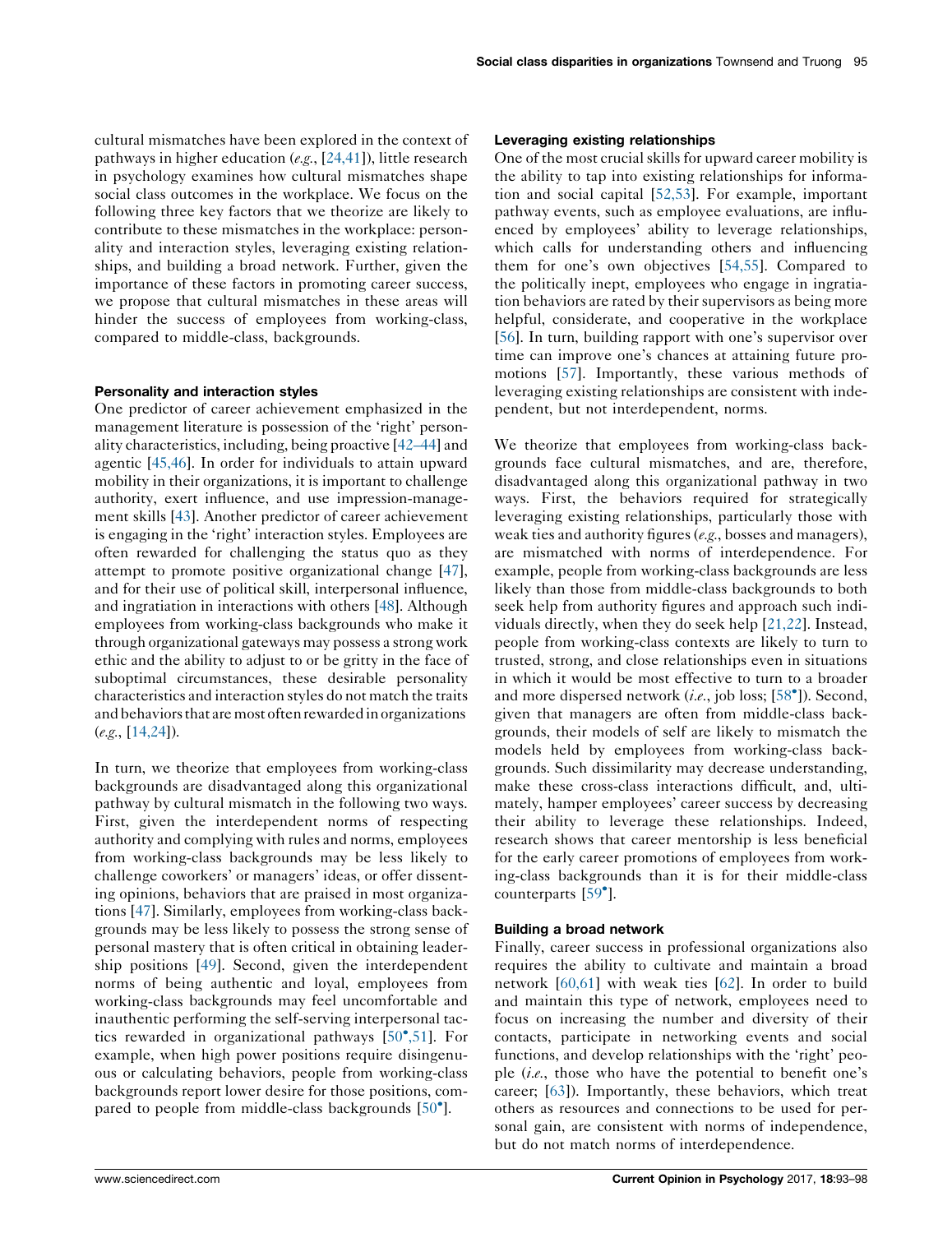cultural mismatches have been explored in the context of pathways in higher education (*e.g.*, [24,41]), little research in psychology examines how cultural mismatches shape social class outcomes in the workplace. We focus on the following three key factors that we theorize are likely to contribute to these mismatches in the workplace: personality and interaction styles, leveraging existing relationships, and building a broad network. Further, given the importance of these factors in promoting career success, we propose that cultural mismatches in these areas will hinder the success of employees from working-class, compared to middle-class, backgrounds.

### Personality and interaction styles

One predictor of career achievement emphasized in the management literature is possession of the 'right' personality characteristics, including, being proactive [42–44] and agentic [45,46]. In order for individuals to attain upward mobility in their organizations, it is important to challenge authority, exert influence, and use impression-management skills [43]. Another predictor of career achievement is engaging in the 'right' interaction styles. Employees are often rewarded for challenging the status quo as they attempt to promote positive organizational change [47], and for their use of political skill, interpersonal influence, and ingratiation in interactions with others [48]. Although employees from working-class backgrounds who make it through organizational gateways may possess a strong work ethic and the ability to adjust to or be gritty in the face of suboptimal circumstances, these desirable personality characteristics and interaction styles do not match the traits and behaviors that are most often rewarded in organizations (*e.g.*, [14,24]).

In turn, we theorize that employees from working-class backgrounds are disadvantaged along this organizational pathway by cultural mismatch in the following two ways. First, given the interdependent norms of respecting authority and complying with rules and norms, employees from working-class backgrounds may be less likely to challenge coworkers' or managers' ideas, or offer dissenting opinions, behaviors that are praised in most organizations [47]. Similarly, employees from working-class backgrounds may be less likely to possess the strong sense of personal mastery that is often critical in obtaining leadership positions [49]. Second, given the interdependent norms of being authentic and loyal, employees from working-class backgrounds may feel uncomfortable and inauthentic performing the self-serving interpersonal tactics rewarded in organizational pathways [50•,51]. For example, when high power positions require disingenuous or calculating behaviors, people from working-class backgrounds report lower desire for those positions, compared to people from middle-class backgrounds [50•].

### Leveraging existing relationships

One of the most crucial skills for upward career mobility is the ability to tap into existing relationships for information and social capital [52,53]. For example, important pathway events, such as employee evaluations, are influenced by employees' ability to leverage relationships, which calls for understanding others and influencing them for one's own objectives [54,55]. Compared to the politically inept, employees who engage in ingratiation behaviors are rated by their supervisors as being more helpful, considerate, and cooperative in the workplace [56]. In turn, building rapport with one's supervisor over time can improve one's chances at attaining future promotions [57]. Importantly, these various methods of leveraging existing relationships are consistent with independent, but not interdependent, norms.

We theorize that employees from working-class backgrounds face cultural mismatches, and are, therefore, disadvantaged along this organizational pathway in two ways. First, the behaviors required for strategically leveraging existing relationships, particularly those with weak ties and authority figures (*e.g.*, bosses and managers), are mismatched with norms of interdependence. For example, people from working-class backgrounds are less likely than those from middle-class backgrounds to both seek help from authority figures and approach such individuals directly, when they do seek help [21,22]. Instead, people from working-class contexts are likely to turn to trusted, strong, and close relationships even in situations in which it would be most effective to turn to a broader and more dispersed network (*i.e.*, job loss; [58•]). Second, given that managers are often from middle-class backgrounds, their models of self are likely to mismatch the models held by employees from working-class backgrounds. Such dissimilarity may decrease understanding, make these cross-class interactions difficult, and, ultimately, hamper employees' career success by decreasing their ability to leverage these relationships. Indeed, research shows that career mentorship is less beneficial for the early career promotions of employees from working-class backgrounds than it is for their middle-class counterparts [59•].

### Building a broad network

Finally, career success in professional organizations also requires the ability to cultivate and maintain a broad network [60,61] with weak ties [62]. In order to build and maintain this type of network, employees need to focus on increasing the number and diversity of their contacts, participate in networking events and social functions, and develop relationships with the 'right' people (*i.e.*, those who have the potential to benefit one's career; [63]). Importantly, these behaviors, which treat others as resources and connections to be used for personal gain, are consistent with norms of independence, but do not match norms of interdependence.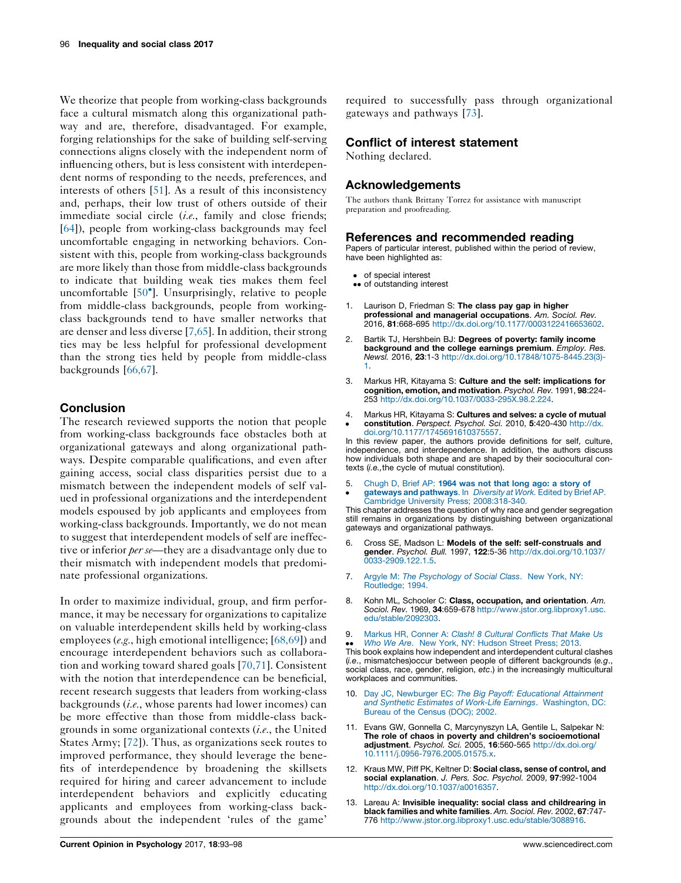We theorize that people from working-class backgrounds face a cultural mismatch along this organizational pathway and are, therefore, disadvantaged. For example, forging relationships for the sake of building self-serving connections aligns closely with the independent norm of influencing others, but is less consistent with interdependent norms of responding to the needs, preferences, and interests of others [51]. As a result of this inconsistency and, perhaps, their low trust of others outside of their immediate social circle (*i.e.*, family and close friends; [64]), people from working-class backgrounds may feel uncomfortable engaging in networking behaviors. Consistent with this, people from working-class backgrounds are more likely than those from middle-class backgrounds to indicate that building weak ties makes them feel uncomfortable [50•]. Unsurprisingly, relative to people from middle-class backgrounds, people from working-class backgrounds tend to have smaller networks that are denser and less diverse [7,65]. In addition, their strong ties may be less helpful for professional development than the strong ties held by people from middle-class backgrounds [66,67].

## Conclusion

The research reviewed supports the notion that people from working-class backgrounds face obstacles both at organizational gateways and along organizational pathways. Despite comparable qualifications, and even after gaining access, social class disparities persist due to a mismatch between the independent models of self valued in professional organizations and the interdependent models espoused by job applicants and employees from working-class backgrounds. Importantly, we do not mean to suggest that interdependent models of self are ineffective or inferior *per se*—they are a disadvantage only due to their mismatch with independent models that predominate professional organizations.

In order to maximize individual, group, and firm performance, it may be necessary for organizations to capitalize on valuable interdependent skills held by working-class employees (*e.g.*, high emotional intelligence; [68,69]) and encourage interdependent behaviors such as collaboration and working toward shared goals [70,71]. Consistent with the notion that interdependence can be beneficial, recent research suggests that leaders from working-class backgrounds (*i.e.*, whose parents had lower incomes) can be more effective than those from middle-class backgrounds in some organizational contexts (*i.e.*, the United States Army; [72]). Thus, as organizations seek routes to improved performance, they should leverage the benefits of interdependence by broadening the skillsets required for hiring and career advancement to include interdependent behaviors and explicitly educating applicants and employees from working-class backgrounds about the independent 'rules of the game' required to successfully pass through organizational gateways and pathways [73].

## Conflict of interest statement

Nothing declared.

## Acknowledgements

The authors thank Brittany Torrez for assistance with manuscript preparation and proofreading.

## References and recommended reading

Papers of particular interest, published within the period of review, have been highlighted as:

- • of special interest
- •• of outstanding interest

1. Laurison D, Friedman S: **The class pay gap in higher professional and managerial occupations**. *Am. Sociol. Rev.* 2016, **81**:668-695 http://dx.doi.org/10.1177/0003122416653602.

2. Bartik TJ, Hershbein BJ: **Degrees of poverty: family income background and the college earnings premium**. *Employ. Res. Newsl.* 2016, **23**:1-3 http://dx.doi.org/10.17848/1075-8445.23(3)-1.

3. Markus HR, Kitayama S: **Culture and the self: implications for cognition, emotion, and motivation**. *Psychol. Rev.* 1991, **98**:224-253 http://dx.doi.org/10.1037/0033-295X.98.2.224.

4. • Markus HR, Kitayama S: **Cultures and selves: a cycle of mutual constitution**. *Perspect. Psychol. Sci.* 2010, **5**:420-430 http://dx.doi.org/10.1177/1745691610375557.

   In this review paper, the authors provide definitions for self, culture, independence, and interdependence. In addition, the authors discuss how individuals both shape and are shaped by their sociocultural contexts (*i.e.*, the cycle of mutual constitution).

5. • Chugh D, Brief AP: **1964 was not that long ago: a story of gateways and pathways**. In *Diversity at Work*. Edited by Brief AP. Cambridge University Press; 2008:318-340.

   This chapter addresses the question of why race and gender segregation still remains in organizations by distinguishing between organizational gateways and organizational pathways.

6. Cross SE, Madson L: **Models of the self: self-construals and gender**. *Psychol. Bull.* 1997, **122**:5-36 http://dx.doi.org/10.1037/0033-2909.122.1.5.

7. Argyle M: *The Psychology of Social Class*. New York, NY: Routledge; 1994.

8. Kohn ML, Schooler C: **Class, occupation, and orientation**. *Am. Sociol. Rev.* 1969, **34**:659-678 http://www.jstor.org.libproxy1.usc.edu/stable/2092303.

9. •• Markus HR, Conner A: *Clash! 8 Cultural Conflicts That Make Us Who We Are*. New York, NY: Hudson Street Press; 2013.

   This book explains how independent and interdependent cultural clashes (*i.e.*, mismatches)occur between people of different backgrounds (*e.g.*, social class, race, gender, religion, *etc.*) in the increasingly multicultural workplaces and communities.

10. Day JC, Newburger EC: *The Big Payoff: Educational Attainment and Synthetic Estimates of Work-Life Earnings*. Washington, DC: Bureau of the Census (DOC); 2002.

11. Evans GW, Gonnella C, Marcynyszyn LA, Gentile L, Salpekar N: **The role of chaos in poverty and children's socioemotional adjustment**. *Psychol. Sci.* 2005, **16**:560-565 http://dx.doi.org/10.1111/j.0956-7976.2005.01575.x.

12. Kraus MW, Piff PK, Keltner D: **Social class, sense of control, and social explanation**. *J. Pers. Soc. Psychol.* 2009, **97**:992-1004 http://dx.doi.org/10.1037/a0016357.

13. Lareau A: **Invisible inequality: social class and childrearing in black families and white families**. *Am. Sociol. Rev.* 2002, **67**:747-776 http://www.jstor.org.libproxy1.usc.edu/stable/3088916.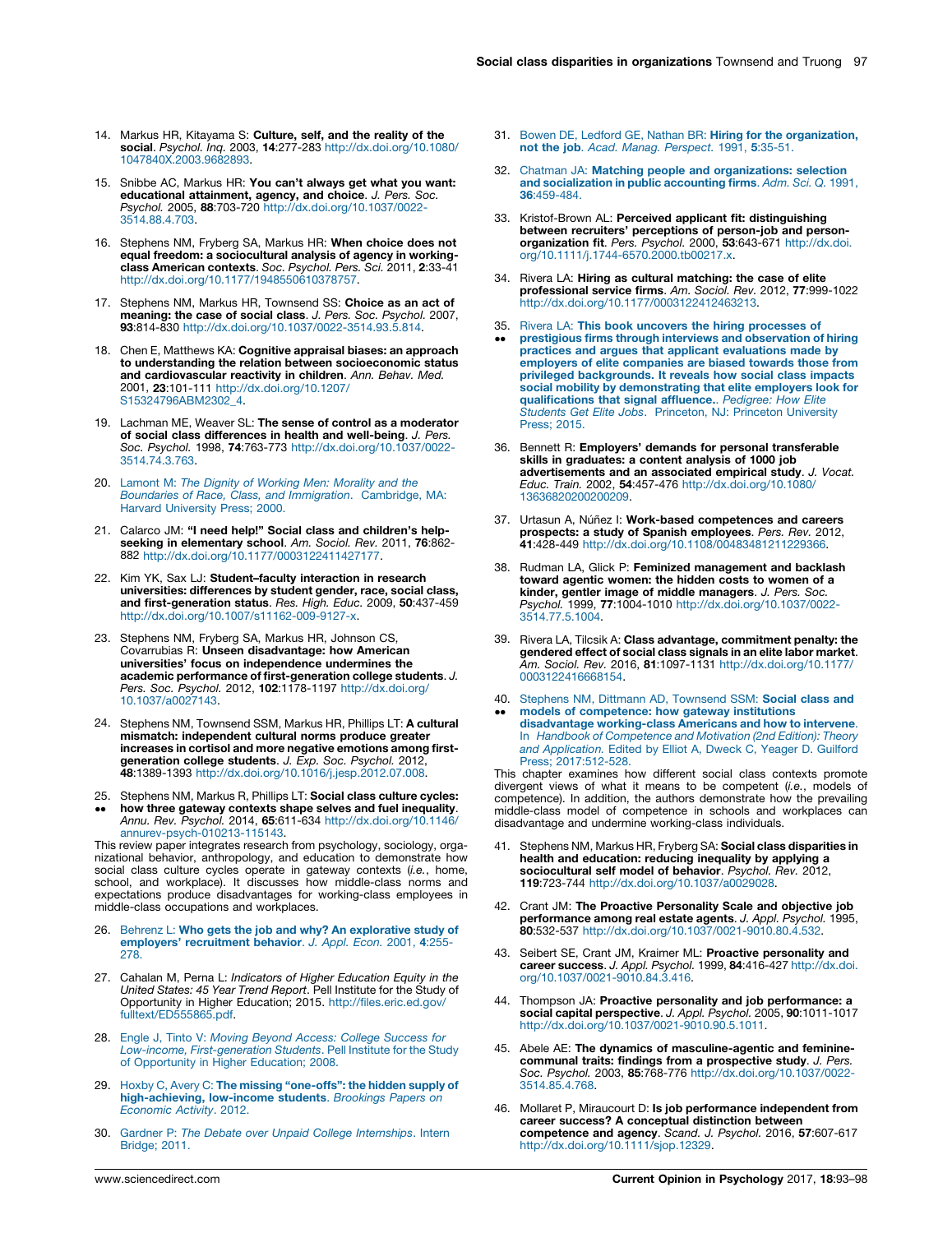14. Markus HR, Kitayama S: **Culture, self, and the reality of the social**. *Psychol. Inq.* 2003, **14**:277-283 http://dx.doi.org/10.1080/1047840X.2003.9682893.

15. Snibbe AC, Markus HR: **You can't always get what you want: educational attainment, agency, and choice**. *J. Pers. Soc. Psychol.* 2005, **88**:703-720 http://dx.doi.org/10.1037/0022-3514.88.4.703.

16. Stephens NM, Fryberg SA, Markus HR: **When choice does not equal freedom: a sociocultural analysis of agency in working-class American contexts**. *Soc. Psychol. Pers. Sci.* 2011, **2**:33-41 http://dx.doi.org/10.1177/1948550610378757.

17. Stephens NM, Markus HR, Townsend SS: **Choice as an act of meaning: the case of social class**. *J. Pers. Soc. Psychol.* 2007, **93**:814-830 http://dx.doi.org/10.1037/0022-3514.93.5.814.

18. Chen E, Matthews KA: **Cognitive appraisal biases: an approach to understanding the relation between socioeconomic status and cardiovascular reactivity in children**. *Ann. Behav. Med.* 2001, **23**:101-111 http://dx.doi.org/10.1207/S15324796ABM2302_4.

19. Lachman ME, Weaver SL: **The sense of control as a moderator of social class differences in health and well-being**. *J. Pers. Soc. Psychol.* 1998, **74**:763-773 http://dx.doi.org/10.1037/0022-3514.74.3.763.

20. Lamont M: *The Dignity of Working Men: Morality and the Boundaries of Race, Class, and Immigration*. Cambridge, MA: Harvard University Press; 2000.

21. Calarco JM: **"I need help!" Social class and children's help-seeking in elementary school**. *Am. Sociol. Rev.* 2011, **76**:862-882 http://dx.doi.org/10.1177/0003122411427177.

22. Kim YK, Sax LJ: **Student–faculty interaction in research universities: differences by student gender, race, social class, and first-generation status**. *Res. High. Educ.* 2009, **50**:437-459 http://dx.doi.org/10.1007/s11162-009-9127-x.

23. Stephens NM, Fryberg SA, Markus HR, Johnson CS, Covarrubias R: **Unseen disadvantage: how American universities' focus on independence undermines the academic performance of first-generation college students**. *J. Pers. Soc. Psychol.* 2012, **102**:1178-1197 http://dx.doi.org/10.1037/a0027143.

24. Stephens NM, Townsend SSM, Markus HR, Phillips LT: **A cultural mismatch: independent cultural norms produce greater increases in cortisol and more negative emotions among first-generation college students**. *J. Exp. Soc. Psychol.* 2012, **48**:1389-1393 http://dx.doi.org/10.1016/j.jesp.2012.07.008.

25. •• Stephens NM, Markus R, Phillips LT: **Social class culture cycles: how three gateway contexts shape selves and fuel inequality**. *Annu. Rev. Psychol.* 2014, **65**:611-634 http://dx.doi.org/10.1146/annurev-psych-010213-115143.

This review paper integrates research from psychology, sociology, organizational behavior, anthropology, and education to demonstrate how social class culture cycles operate in gateway contexts (*i.e.*, home, school, and workplace). It discusses how middle-class norms and expectations produce disadvantages for working-class employees in middle-class occupations and workplaces.

26. Behrenz L: **Who gets the job and why? An explorative study of employers' recruitment behavior**. *J. Appl. Econ.* 2001, **4**:255-278.

27. Cahalan M, Perna L: *Indicators of Higher Education Equity in the United States: 45 Year Trend Report*. Pell Institute for the Study of Opportunity in Higher Education; 2015. http://files.eric.ed.gov/fulltext/ED555865.pdf.

28. Engle J, Tinto V: *Moving Beyond Access: College Success for Low-income, First-generation Students*. Pell Institute for the Study of Opportunity in Higher Education; 2008.

29. Hoxby C, Avery C: **The missing "one-offs": the hidden supply of high-achieving, low-income students**. *Brookings Papers on Economic Activity*. 2012.

30. Gardner P: *The Debate over Unpaid College Internships*. Intern Bridge; 2011.

31. Bowen DE, Ledford GE, Nathan BR: **Hiring for the organization, not the job**. *Acad. Manag. Perspect.* 1991, **5**:35-51.

32. Chatman JA: **Matching people and organizations: selection and socialization in public accounting firms**. *Adm. Sci. Q.* 1991, **36**:459-484.

33. Kristof-Brown AL: **Perceived applicant fit: distinguishing between recruiters' perceptions of person-job and person-organization fit**. *Pers. Psychol.* 2000, **53**:643-671 http://dx.doi.org/10.1111/j.1744-6570.2000.tb00217.x.

34. Rivera LA: **Hiring as cultural matching: the case of elite professional service firms**. *Am. Sociol. Rev.* 2012, **77**:999-1022 http://dx.doi.org/10.1177/0003122412463213.

35. •• Rivera LA: **This book uncovers the hiring processes of prestigious firms through interviews and observation of hiring practices and argues that applicant evaluations made by employers of elite companies are biased towards those from privileged backgrounds. It reveals how social class impacts social mobility by demonstrating that elite employers look for qualifications that signal affluence.** *Pedigree: How Elite Students Get Elite Jobs*. Princeton, NJ: Princeton University Press; 2015.

36. Bennett R: **Employers' demands for personal transferable skills in graduates: a content analysis of 1000 job advertisements and an associated empirical study**. *J. Vocat. Educ. Train.* 2002, **54**:457-476 http://dx.doi.org/10.1080/13636820200200209.

37. Urtasun A, Núñez I: **Work-based competences and careers prospects: a study of Spanish employees**. *Pers. Rev.* 2012, **41**:428-449 http://dx.doi.org/10.1108/00483481211229366.

38. Rudman LA, Glick P: **Feminized management and backlash toward agentic women: the hidden costs to women of a kinder, gentler image of middle managers**. *J. Pers. Soc. Psychol.* 1999, **77**:1004-1010 http://dx.doi.org/10.1037/0022-3514.77.5.1004.

39. Rivera LA, Tilcsik A: **Class advantage, commitment penalty: the gendered effect of social class signals in an elite labor market**. *Am. Sociol. Rev.* 2016, **81**:1097-1131 http://dx.doi.org/10.1177/0003122416668154.

40. •• Stephens NM, Dittmann AD, Townsend SSM: **Social class and models of competence: how gateway institutions disadvantage working-class Americans and how to intervene**. In *Handbook of Competence and Motivation (2nd Edition): Theory and Application.* Edited by Elliot A, Dweck C, Yeager D. Guilford Press; 2017:512-528.

This chapter examines how different social class contexts promote divergent views of what it means to be competent (*i.e.*, models of competence). In addition, the authors demonstrate how the prevailing middle-class model of competence in schools and workplaces can disadvantage and undermine working-class individuals.

41. Stephens NM, Markus HR, Fryberg SA: **Social class disparities in health and education: reducing inequality by applying a sociocultural self model of behavior**. *Psychol. Rev.* 2012, **119**:723-744 http://dx.doi.org/10.1037/a0029028.

42. Crant JM: **The Proactive Personality Scale and objective job performance among real estate agents**. *J. Appl. Psychol.* 1995, **80**:532-537 http://dx.doi.org/10.1037/0021-9010.80.4.532.

43. Seibert SE, Crant JM, Kraimer ML: **Proactive personality and career success**. *J. Appl. Psychol.* 1999, **84**:416-427 http://dx.doi.org/10.1037/0021-9010.84.3.416.

44. Thompson JA: **Proactive personality and job performance: a social capital perspective**. *J. Appl. Psychol.* 2005, **90**:1011-1017 http://dx.doi.org/10.1037/0021-9010.90.5.1011.

45. Abele AE: **The dynamics of masculine-agentic and feminine-communal traits: findings from a prospective study**. *J. Pers. Soc. Psychol.* 2003, **85**:768-776 http://dx.doi.org/10.1037/0022-3514.85.4.768.

46. Mollaret P, Miraucourt D: **Is job performance independent from career success? A conceptual distinction between competence and agency**. *Scand. J. Psychol.* 2016, **57**:607-617 http://dx.doi.org/10.1111/sjop.12329.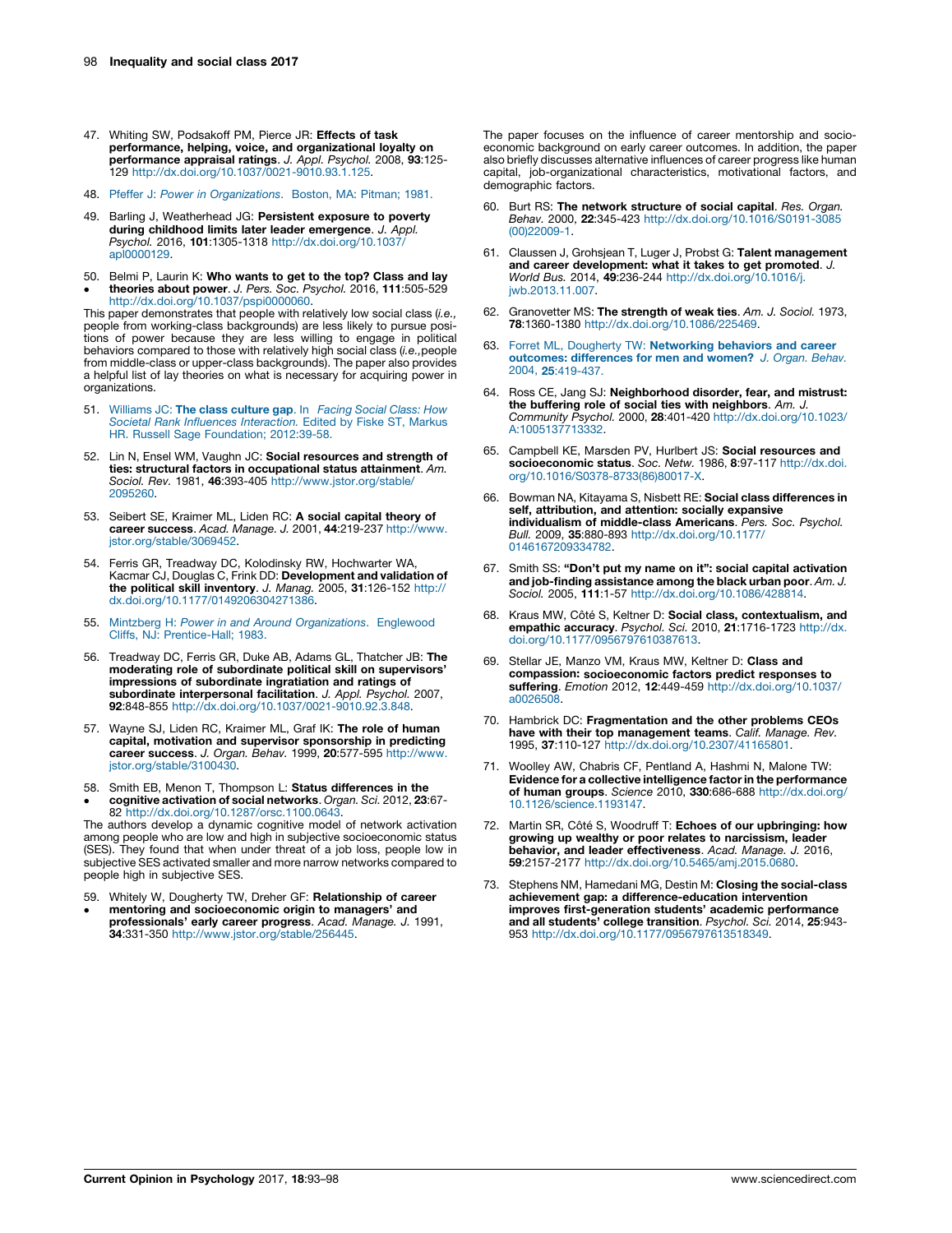47. Whiting SW, Podsakoff PM, Pierce JR: **Effects of task performance, helping, voice, and organizational loyalty on performance appraisal ratings**. *J. Appl. Psychol.* 2008, **93**:125-129 http://dx.doi.org/10.1037/0021-9010.93.1.125.

48. Pfeffer J: *Power in Organizations*. Boston, MA: Pitman; 1981.

49. Barling J, Weatherhead JG: **Persistent exposure to poverty during childhood limits later leader emergence**. *J. Appl. Psychol.* 2016, **101**:1305-1318 http://dx.doi.org/10.1037/apl0000129.

50. • Belmi P, Laurin K: **Who wants to get to the top? Class and lay theories about power**. *J. Pers. Soc. Psychol.* 2016, **111**:505-529 http://dx.doi.org/10.1037/pspi0000060.

This paper demonstrates that people with relatively low social class (*i.e.,* people from working-class backgrounds) are less likely to pursue positions of power because they are less willing to engage in political behaviors compared to those with relatively high social class (*i.e.,* people from middle-class or upper-class backgrounds). The paper also provides a helpful list of lay theories on what is necessary for acquiring power in organizations.

51. Williams JC: **The class culture gap**. In *Facing Social Class: How Societal Rank Influences Interaction*. Edited by Fiske ST, Markus HR. Russell Sage Foundation; 2012:39-58.

52. Lin N, Ensel WM, Vaughn JC: **Social resources and strength of ties: structural factors in occupational status attainment**. *Am. Sociol. Rev.* 1981, **46**:393-405 http://www.jstor.org/stable/2095260.

53. Seibert SE, Kraimer ML, Liden RC: **A social capital theory of career success**. *Acad. Manage. J.* 2001, **44**:219-237 http://www.jstor.org/stable/3069452.

54. Ferris GR, Treadway DC, Kolodinsky RW, Hochwarter WA, Kacmar CJ, Douglas C, Frink DD: **Development and validation of the political skill inventory**. *J. Manag.* 2005, **31**:126-152 http://dx.doi.org/10.1177/0149206304271386.

55. Mintzberg H: *Power in and Around Organizations*. Englewood Cliffs, NJ: Prentice-Hall; 1983.

56. Treadway DC, Ferris GR, Duke AB, Adams GL, Thatcher JB: **The moderating role of subordinate political skill on supervisors' impressions of subordinate ingratiation and ratings of subordinate interpersonal facilitation**. *J. Appl. Psychol.* 2007, **92**:848-855 http://dx.doi.org/10.1037/0021-9010.92.3.848.

57. Wayne SJ, Liden RC, Kraimer ML, Graf IK: **The role of human capital, motivation and supervisor sponsorship in predicting career success**. *J. Organ. Behav.* 1999, **20**:577-595 http://www.jstor.org/stable/3100430.

58. • Smith EB, Menon T, Thompson L: **Status differences in the cognitive activation of social networks**. *Organ. Sci.* 2012, **23**:67-82 http://dx.doi.org/10.1287/orsc.1100.0643.

The authors develop a dynamic cognitive model of network activation among people who are low and high in subjective socioeconomic status (SES). They found that when under threat of a job loss, people low in subjective SES activated smaller and more narrow networks compared to people high in subjective SES.

59. • Whitely W, Dougherty TW, Dreher GF: **Relationship of career mentoring and socioeconomic origin to managers' and professionals' early career progress**. *Acad. Manage. J.* 1991, **34**:331-350 http://www.jstor.org/stable/256445.

The paper focuses on the influence of career mentorship and socioeconomic background on early career outcomes. In addition, the paper also briefly discusses alternative influences of career progress like human capital, job-organizational characteristics, motivational factors, and demographic factors.

60. Burt RS: **The network structure of social capital**. *Res. Organ. Behav.* 2000, **22**:345-423 http://dx.doi.org/10.1016/S0191-3085(00)22009-1.

61. Claussen J, Grohsjean T, Luger J, Probst G: **Talent management and career development: what it takes to get promoted**. *J. World Bus.* 2014, **49**:236-244 http://dx.doi.org/10.1016/j.jwb.2013.11.007.

62. Granovetter MS: **The strength of weak ties**. *Am. J. Sociol.* 1973, **78**:1360-1380 http://dx.doi.org/10.1086/225469.

63. Forret ML, Dougherty TW: **Networking behaviors and career outcomes: differences for men and women?** *J. Organ. Behav.* 2004, **25**:419-437.

64. Ross CE, Jang SJ: **Neighborhood disorder, fear, and mistrust: the buffering role of social ties with neighbors**. *Am. J. Community Psychol.* 2000, **28**:401-420 http://dx.doi.org/10.1023/A:1005137713332.

65. Campbell KE, Marsden PV, Hurlbert JS: **Social resources and socioeconomic status**. *Soc. Netw.* 1986, **8**:97-117 http://dx.doi.org/10.1016/S0378-8733(86)80017-X.

66. Bowman NA, Kitayama S, Nisbett RE: **Social class differences in self, attribution, and attention: socially expansive individualism of middle-class Americans**. *Pers. Soc. Psychol. Bull.* 2009, **35**:880-893 http://dx.doi.org/10.1177/0146167209334782.

67. Smith SS: **"Don't put my name on it": social capital activation and job-finding assistance among the black urban poor**. *Am. J. Sociol.* 2005, **111**:1-57 http://dx.doi.org/10.1086/428814.

68. Kraus MW, Côté S, Keltner D: **Social class, contextualism, and empathic accuracy**. *Psychol. Sci.* 2010, **21**:1716-1723 http://dx.doi.org/10.1177/0956797610387613.

69. Stellar JE, Manzo VM, Kraus MW, Keltner D: **Class and compassion: socioeconomic factors predict responses to suffering**. *Emotion* 2012, **12**:449-459 http://dx.doi.org/10.1037/a0026508.

70. Hambrick DC: **Fragmentation and the other problems CEOs have with their top management teams**. *Calif. Manage. Rev.* 1995, **37**:110-127 http://dx.doi.org/10.2307/41165801.

71. Woolley AW, Chabris CF, Pentland A, Hashmi N, Malone TW: **Evidence for a collective intelligence factor in the performance of human groups**. *Science* 2010, **330**:686-688 http://dx.doi.org/10.1126/science.1193147.

72. Martin SR, Côté S, Woodruff T: **Echoes of our upbringing: how growing up wealthy or poor relates to narcissism, leader behavior, and leader effectiveness**. *Acad. Manage. J.* 2016, **59**:2157-2177 http://dx.doi.org/10.5465/amj.2015.0680.

73. Stephens NM, Hamedani MG, Destin M: **Closing the social-class achievement gap: a difference-education intervention improves first-generation students' academic performance and all students' college transition**. *Psychol. Sci.* 2014, **25**:943-953 http://dx.doi.org/10.1177/0956797613518349.